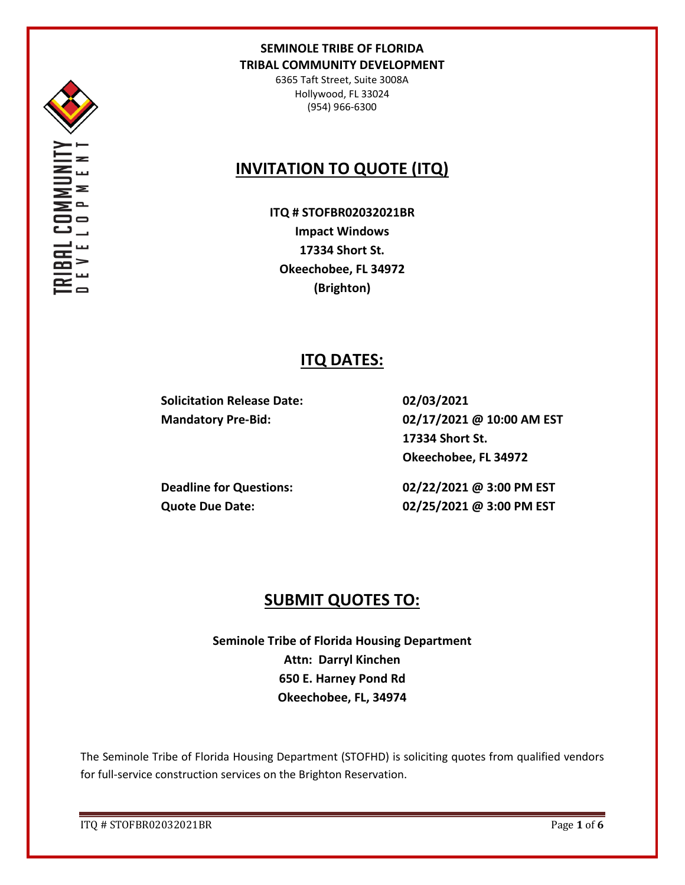**SEMINOLE TRIBE OF FLORIDA**
**TRIBAL COMMUNITY DEVELOPMENT**

6365 Taft Street, Suite 3008A
Hollywood, FL 33024
(954) 966-6300

# INVITATION TO QUOTE (ITQ)

**ITQ # STOFBR02032021BR**
**Impact Windows**
**17334 Short St.**
**Okeechobee, FL 34972**
**(Brighton)**

## ITQ DATES:

| | |
|---|---|
| **Solicitation Release Date:** | **02/03/2021** |
| **Mandatory Pre-Bid:** | **02/17/2021 @ 10:00 AM EST**<br>**17334 Short St.**<br>**Okeechobee, FL 34972** |
| **Deadline for Questions:** | **02/22/2021 @ 3:00 PM EST** |
| **Quote Due Date:** | **02/25/2021 @ 3:00 PM EST** |

## SUBMIT QUOTES TO:

**Seminole Tribe of Florida Housing Department**
**Attn: Darryl Kinchen**
**650 E. Harney Pond Rd**
**Okeechobee, FL, 34974**

The Seminole Tribe of Florida Housing Department (STOFHD) is soliciting quotes from qualified vendors for full-service construction services on the Brighton Reservation.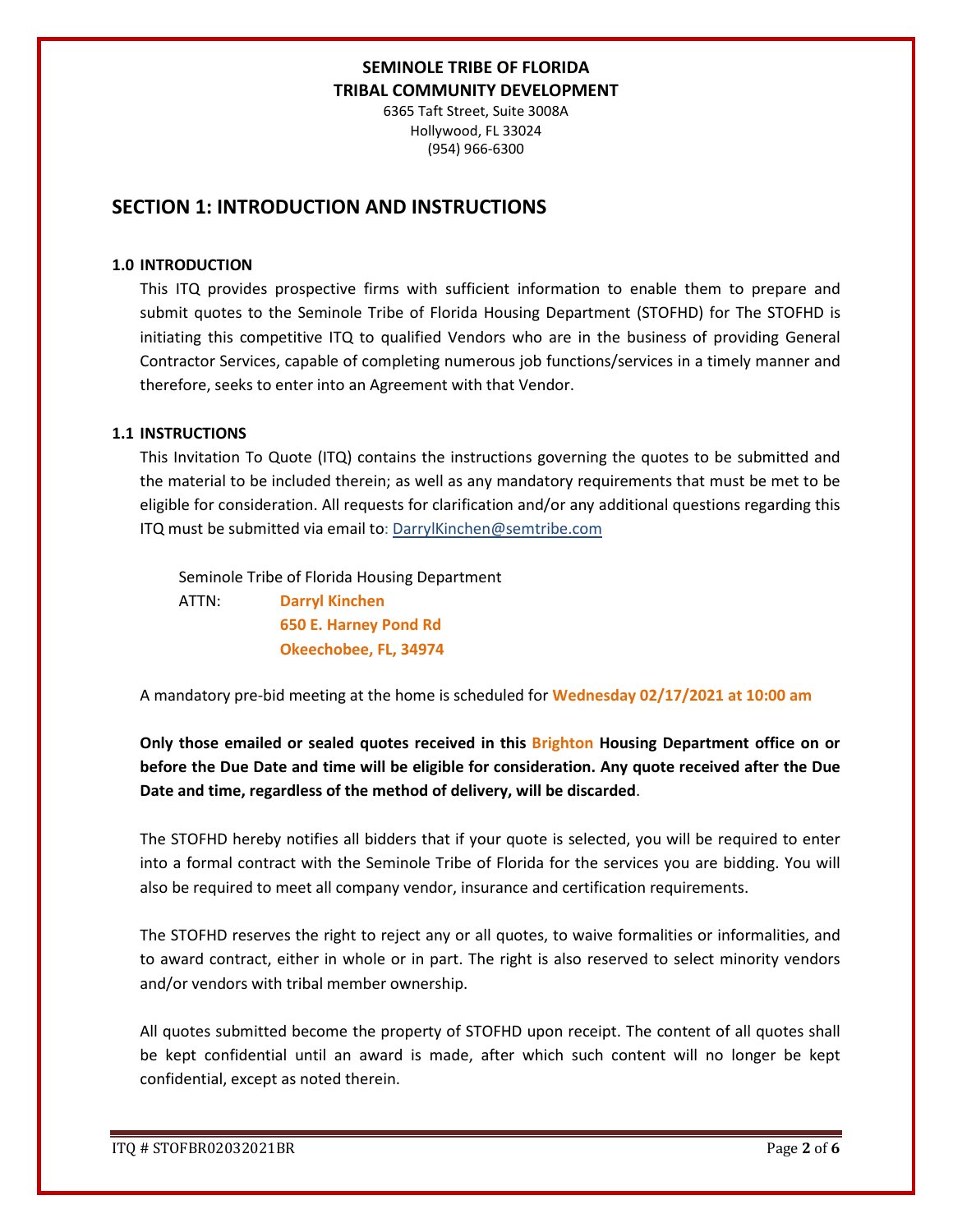**SEMINOLE TRIBE OF FLORIDA**
**TRIBAL COMMUNITY DEVELOPMENT**
6365 Taft Street, Suite 3008A
Hollywood, FL 33024
(954) 966-6300

## SECTION 1: INTRODUCTION AND INSTRUCTIONS

### 1.0 INTRODUCTION

This ITQ provides prospective firms with sufficient information to enable them to prepare and submit quotes to the Seminole Tribe of Florida Housing Department (STOFHD) for The STOFHD is initiating this competitive ITQ to qualified Vendors who are in the business of providing General Contractor Services, capable of completing numerous job functions/services in a timely manner and therefore, seeks to enter into an Agreement with that Vendor.

### 1.1 INSTRUCTIONS

This Invitation To Quote (ITQ) contains the instructions governing the quotes to be submitted and the material to be included therein; as well as any mandatory requirements that must be met to be eligible for consideration. All requests for clarification and/or any additional questions regarding this ITQ must be submitted via email to: DarrylKinchen@semtribe.com

Seminole Tribe of Florida Housing Department
ATTN: **Darryl Kinchen**
**650 E. Harney Pond Rd**
**Okeechobee, FL, 34974**

A mandatory pre-bid meeting at the home is scheduled for **Wednesday 02/17/2021 at 10:00 am**

**Only those emailed or sealed quotes received in this Brighton Housing Department office on or before the Due Date and time will be eligible for consideration. Any quote received after the Due Date and time, regardless of the method of delivery, will be discarded**.

The STOFHD hereby notifies all bidders that if your quote is selected, you will be required to enter into a formal contract with the Seminole Tribe of Florida for the services you are bidding. You will also be required to meet all company vendor, insurance and certification requirements.

The STOFHD reserves the right to reject any or all quotes, to waive formalities or informalities, and to award contract, either in whole or in part. The right is also reserved to select minority vendors and/or vendors with tribal member ownership.

All quotes submitted become the property of STOFHD upon receipt. The content of all quotes shall be kept confidential until an award is made, after which such content will no longer be kept confidential, except as noted therein.

ITQ # STOFBR02032021BR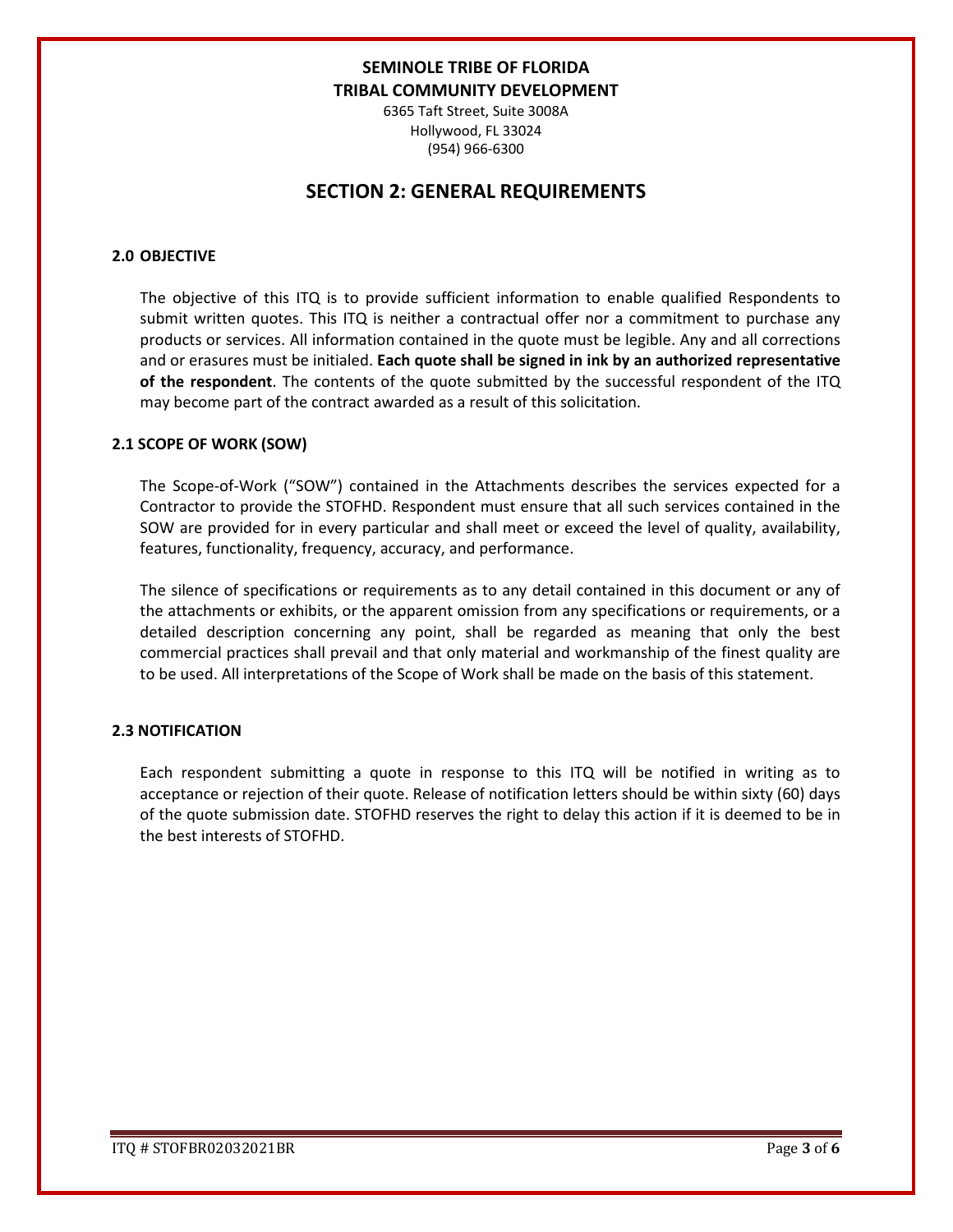**SEMINOLE TRIBE OF FLORIDA**
**TRIBAL COMMUNITY DEVELOPMENT**

6365 Taft Street, Suite 3008A
Hollywood, FL 33024
(954) 966-6300

# SECTION 2: GENERAL REQUIREMENTS

### 2.0 OBJECTIVE

The objective of this ITQ is to provide sufficient information to enable qualified Respondents to submit written quotes. This ITQ is neither a contractual offer nor a commitment to purchase any products or services. All information contained in the quote must be legible. Any and all corrections and or erasures must be initialed. **Each quote shall be signed in ink by an authorized representative of the respondent**. The contents of the quote submitted by the successful respondent of the ITQ may become part of the contract awarded as a result of this solicitation.

### 2.1 SCOPE OF WORK (SOW)

The Scope-of-Work ("SOW") contained in the Attachments describes the services expected for a Contractor to provide the STOFHD. Respondent must ensure that all such services contained in the SOW are provided for in every particular and shall meet or exceed the level of quality, availability, features, functionality, frequency, accuracy, and performance.

The silence of specifications or requirements as to any detail contained in this document or any of the attachments or exhibits, or the apparent omission from any specifications or requirements, or a detailed description concerning any point, shall be regarded as meaning that only the best commercial practices shall prevail and that only material and workmanship of the finest quality are to be used. All interpretations of the Scope of Work shall be made on the basis of this statement.

### 2.3 NOTIFICATION

Each respondent submitting a quote in response to this ITQ will be notified in writing as to acceptance or rejection of their quote. Release of notification letters should be within sixty (60) days of the quote submission date. STOFHD reserves the right to delay this action if it is deemed to be in the best interests of STOFHD.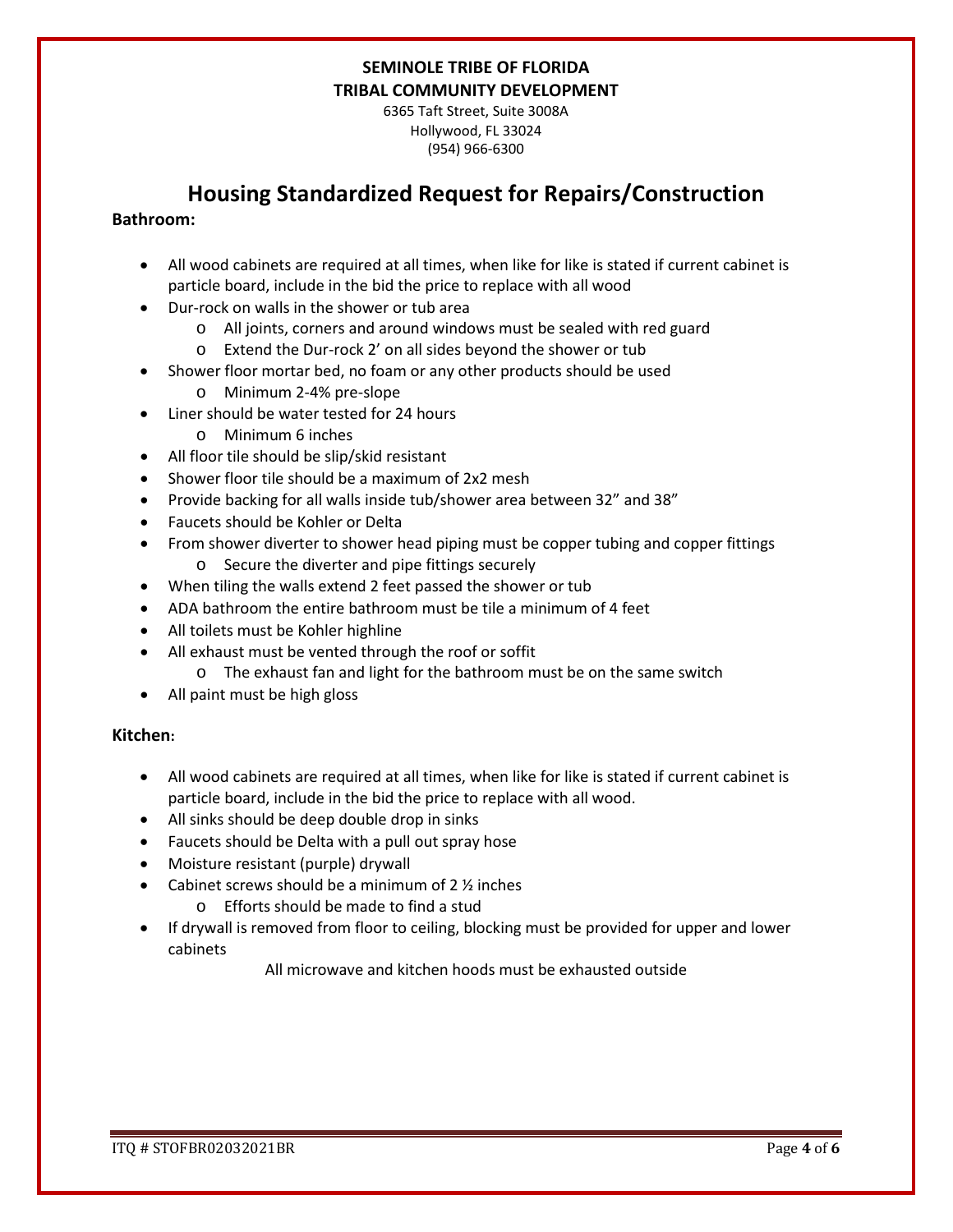**SEMINOLE TRIBE OF FLORIDA**
**TRIBAL COMMUNITY DEVELOPMENT**
6365 Taft Street, Suite 3008A
Hollywood, FL 33024
(954) 966-6300

# Housing Standardized Request for Repairs/Construction

**Bathroom:**

- All wood cabinets are required at all times, when like for like is stated if current cabinet is particle board, include in the bid the price to replace with all wood
- Dur-rock on walls in the shower or tub area
  - All joints, corners and around windows must be sealed with red guard
  - Extend the Dur-rock 2' on all sides beyond the shower or tub
- Shower floor mortar bed, no foam or any other products should be used
  - Minimum 2-4% pre-slope
- Liner should be water tested for 24 hours
  - Minimum 6 inches
- All floor tile should be slip/skid resistant
- Shower floor tile should be a maximum of 2x2 mesh
- Provide backing for all walls inside tub/shower area between 32" and 38"
- Faucets should be Kohler or Delta
- From shower diverter to shower head piping must be copper tubing and copper fittings
  - Secure the diverter and pipe fittings securely
- When tiling the walls extend 2 feet passed the shower or tub
- ADA bathroom the entire bathroom must be tile a minimum of 4 feet
- All toilets must be Kohler highline
- All exhaust must be vented through the roof or soffit
  - The exhaust fan and light for the bathroom must be on the same switch
- All paint must be high gloss

**Kitchen:**

- All wood cabinets are required at all times, when like for like is stated if current cabinet is particle board, include in the bid the price to replace with all wood.
- All sinks should be deep double drop in sinks
- Faucets should be Delta with a pull out spray hose
- Moisture resistant (purple) drywall
- Cabinet screws should be a minimum of 2 ½ inches
  - Efforts should be made to find a stud
- If drywall is removed from floor to ceiling, blocking must be provided for upper and lower cabinets

All microwave and kitchen hoods must be exhausted outside

ITQ # STOFBR02032021BR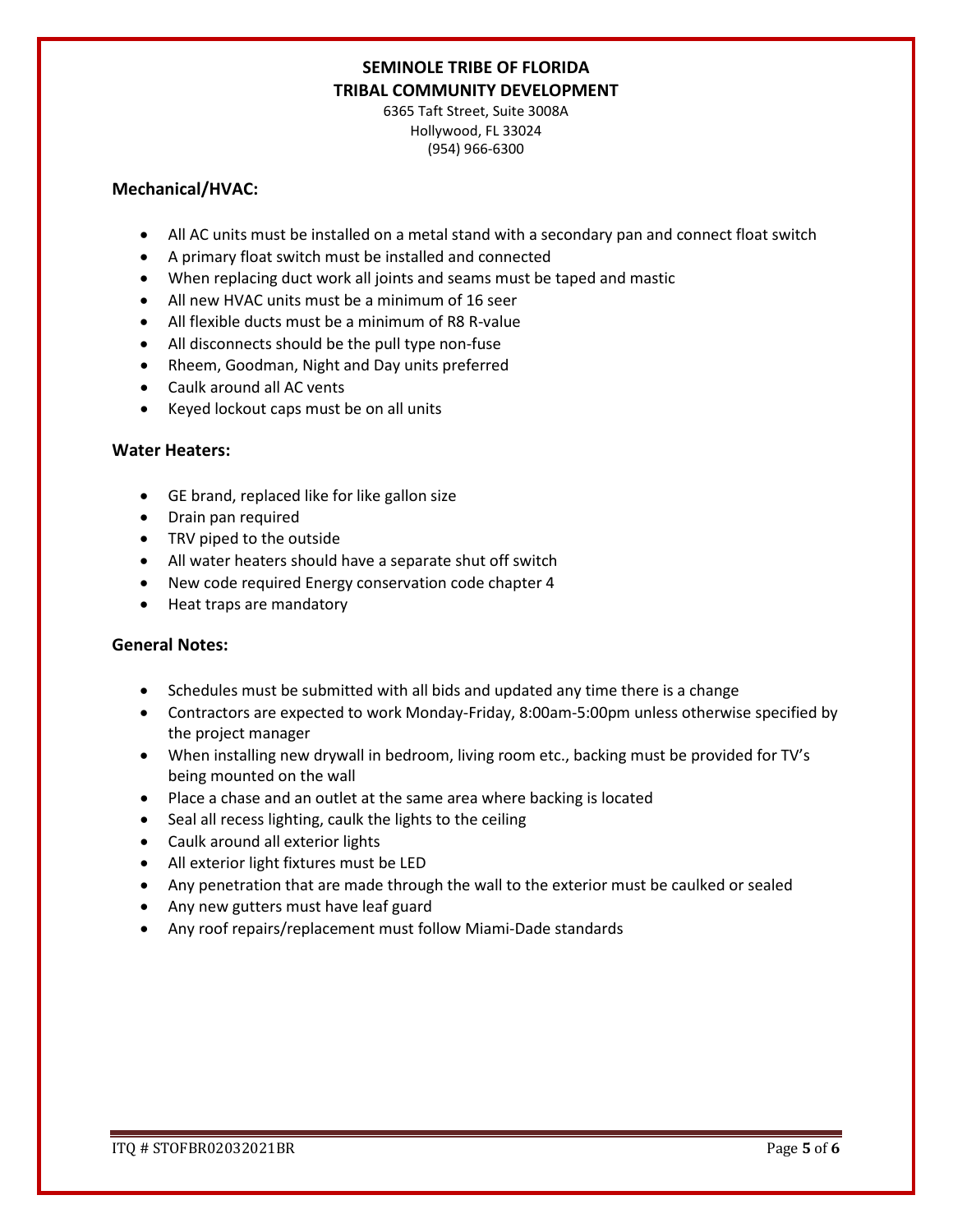**SEMINOLE TRIBE OF FLORIDA**
**TRIBAL COMMUNITY DEVELOPMENT**
6365 Taft Street, Suite 3008A
Hollywood, FL 33024
(954) 966-6300

### Mechanical/HVAC:

- All AC units must be installed on a metal stand with a secondary pan and connect float switch
- A primary float switch must be installed and connected
- When replacing duct work all joints and seams must be taped and mastic
- All new HVAC units must be a minimum of 16 seer
- All flexible ducts must be a minimum of R8 R-value
- All disconnects should be the pull type non-fuse
- Rheem, Goodman, Night and Day units preferred
- Caulk around all AC vents
- Keyed lockout caps must be on all units

### Water Heaters:

- GE brand, replaced like for like gallon size
- Drain pan required
- TRV piped to the outside
- All water heaters should have a separate shut off switch
- New code required Energy conservation code chapter 4
- Heat traps are mandatory

### General Notes:

- Schedules must be submitted with all bids and updated any time there is a change
- Contractors are expected to work Monday-Friday, 8:00am-5:00pm unless otherwise specified by the project manager
- When installing new drywall in bedroom, living room etc., backing must be provided for TV's being mounted on the wall
- Place a chase and an outlet at the same area where backing is located
- Seal all recess lighting, caulk the lights to the ceiling
- Caulk around all exterior lights
- All exterior light fixtures must be LED
- Any penetration that are made through the wall to the exterior must be caulked or sealed
- Any new gutters must have leaf guard
- Any roof repairs/replacement must follow Miami-Dade standards

ITQ # STOFBR02032021BR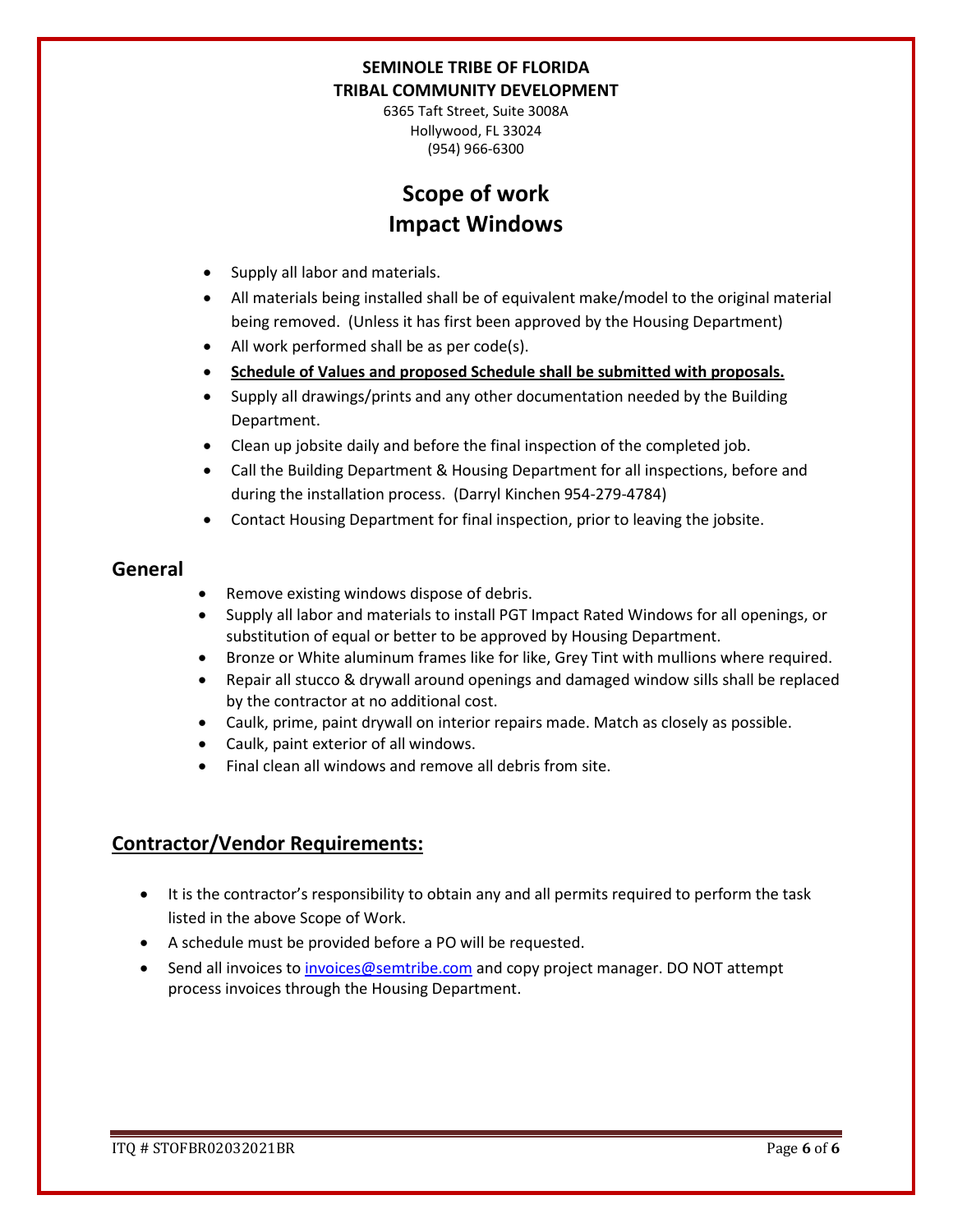**SEMINOLE TRIBE OF FLORIDA**
**TRIBAL COMMUNITY DEVELOPMENT**

6365 Taft Street, Suite 3008A
Hollywood, FL 33024
(954) 966-6300

# Scope of work
# Impact Windows

- Supply all labor and materials.
- All materials being installed shall be of equivalent make/model to the original material being removed. (Unless it has first been approved by the Housing Department)
- All work performed shall be as per code(s).
- **Schedule of Values and proposed Schedule shall be submitted with proposals.**
- Supply all drawings/prints and any other documentation needed by the Building Department.
- Clean up jobsite daily and before the final inspection of the completed job.
- Call the Building Department & Housing Department for all inspections, before and during the installation process. (Darryl Kinchen 954-279-4784)
- Contact Housing Department for final inspection, prior to leaving the jobsite.

## General

- Remove existing windows dispose of debris.
- Supply all labor and materials to install PGT Impact Rated Windows for all openings, or substitution of equal or better to be approved by Housing Department.
- Bronze or White aluminum frames like for like, Grey Tint with mullions where required.
- Repair all stucco & drywall around openings and damaged window sills shall be replaced by the contractor at no additional cost.
- Caulk, prime, paint drywall on interior repairs made. Match as closely as possible.
- Caulk, paint exterior of all windows.
- Final clean all windows and remove all debris from site.

## Contractor/Vendor Requirements:

- It is the contractor's responsibility to obtain any and all permits required to perform the task listed in the above Scope of Work.
- A schedule must be provided before a PO will be requested.
- Send all invoices to invoices@semtribe.com and copy project manager. DO NOT attempt process invoices through the Housing Department.